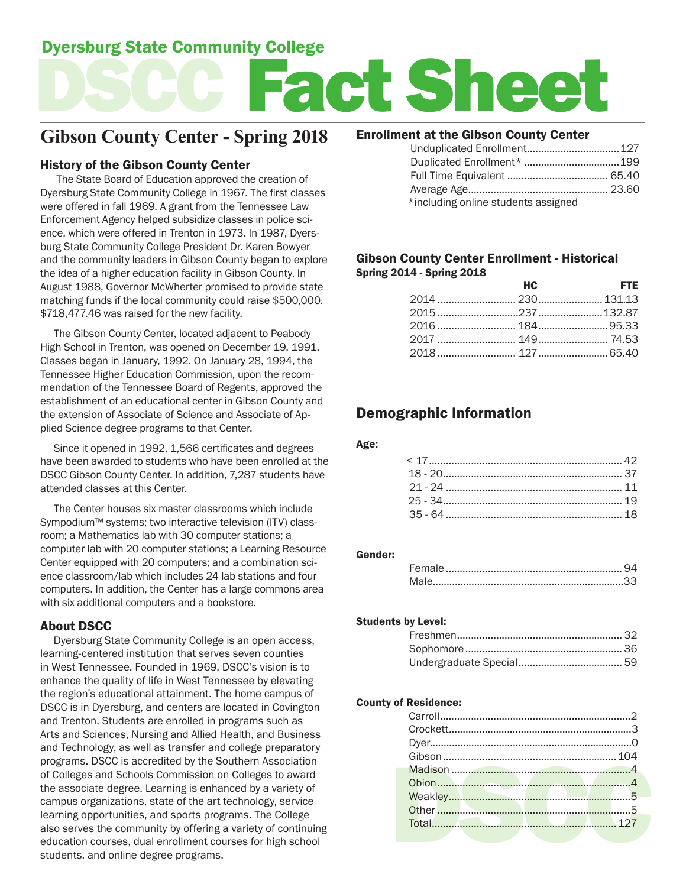# Dyersburg State Community College

# DSCC Fact Sheet

## Gibson County Center - Spring 2018

### History of the Gibson County Center

The State Board of Education approved the creation of Dyersburg State Community College in 1967. The first classes were offered in fall 1969. A grant from the Tennessee Law Enforcement Agency helped subsidize classes in police science, which were offered in Trenton in 1973. In 1987, Dyersburg State Community College President Dr. Karen Bowyer and the community leaders in Gibson County began to explore the idea of a higher education facility in Gibson County. In August 1988, Governor McWherter promised to provide state matching funds if the local community could raise $500,000. $718,477.46 was raised for the new facility.

The Gibson County Center, located adjacent to Peabody High School in Trenton, was opened on December 19, 1991. Classes began in January, 1992. On January 28, 1994, the Tennessee Higher Education Commission, upon the recommendation of the Tennessee Board of Regents, approved the establishment of an educational center in Gibson County and the extension of Associate of Science and Associate of Applied Science degree programs to that Center.

Since it opened in 1992, 1,566 certificates and degrees have been awarded to students who have been enrolled at the DSCC Gibson County Center. In addition, 7,287 students have attended classes at this Center.

The Center houses six master classrooms which include Sympodium™ systems; two interactive television (ITV) classroom; a Mathematics lab with 30 computer stations; a computer lab with 20 computer stations; a Learning Resource Center equipped with 20 computers; and a combination science classroom/lab which includes 24 lab stations and four computers. In addition, the Center has a large commons area with six additional computers and a bookstore.

### About DSCC

Dyersburg State Community College is an open access, learning-centered institution that serves seven counties in West Tennessee. Founded in 1969, DSCC's vision is to enhance the quality of life in West Tennessee by elevating the region's educational attainment. The home campus of DSCC is in Dyersburg, and centers are located in Covington and Trenton. Students are enrolled in programs such as Arts and Sciences, Nursing and Allied Health, and Business and Technology, as well as transfer and college preparatory programs. DSCC is accredited by the Southern Association of Colleges and Schools Commission on Colleges to award the associate degree. Learning is enhanced by a variety of campus organizations, state of the art technology, service learning opportunities, and sports programs. The College also serves the community by offering a variety of continuing education courses, dual enrollment courses for high school students, and online degree programs.

### Enrollment at the Gibson County Center

| | |
|---|---|
| Unduplicated Enrollment | 127 |
| Duplicated Enrollment* | 199 |
| Full Time Equivalent | 65.40 |
| Average Age | 23.60 |

*including online students assigned

### Gibson County Center Enrollment - Historical

**Spring 2014 - Spring 2018**

| | HC | FTE |
|---|---|---|
| 2014 | 230 | 131.13 |
| 2015 | 237 | 132.87 |
| 2016 | 184 | 95.33 |
| 2017 | 149 | 74.53 |
| 2018 | 127 | 65.40 |

## Demographic Information

**Age:**

| | |
|---|---|
| < 17 | 42 |
| 18 - 20 | 37 |
| 21 - 24 | 11 |
| 25 - 34 | 19 |
| 35 - 64 | 18 |

**Gender:**

| | |
|---|---|
| Female | 94 |
| Male | 33 |

**Students by Level:**

| | |
|---|---|
| Freshmen | 32 |
| Sophomore | 36 |
| Undergraduate Special | 59 |

**County of Residence:**

| | |
|---|---|
| Carroll | 2 |
| Crockett | 3 |
| Dyer | 0 |
| Gibson | 104 |
| Madison | 4 |
| Obion | 4 |
| Weakley | 5 |
| Other | 5 |
| Total | 127 |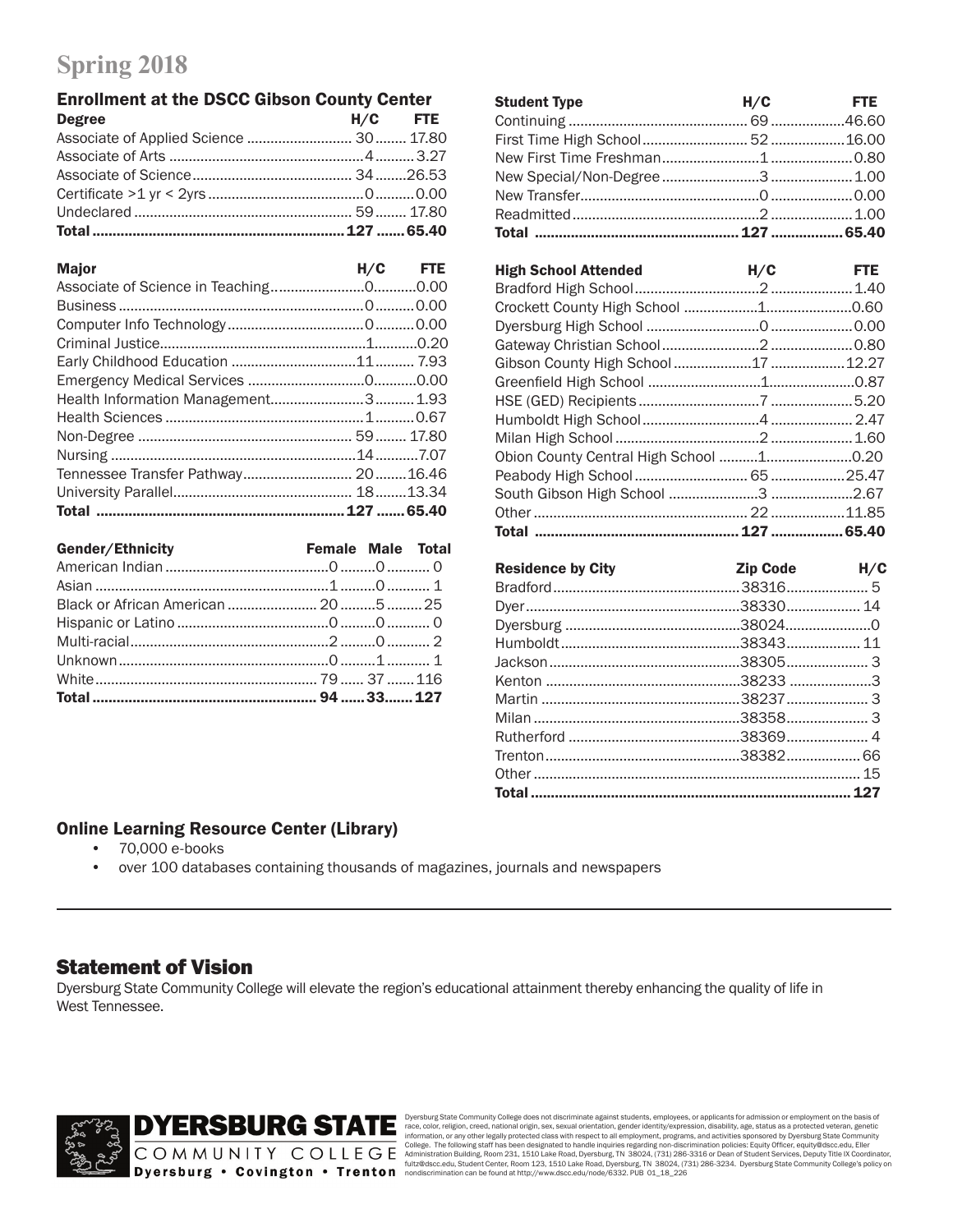# Spring 2018

## Enrollment at the DSCC Gibson County Center

| Degree | H/C | FTE |
|---|---|---|
| Associate of Applied Science | 30 | 17.80 |
| Associate of Arts | 4 | 3.27 |
| Associate of Science | 34 | 26.53 |
| Certificate >1 yr < 2yrs | 0 | 0.00 |
| Undeclared | 59 | 17.80 |
| **Total** | **127** | **65.40** |

| Major | H/C | FTE |
|---|---|---|
| Associate of Science in Teaching | 0 | 0.00 |
| Business | 0 | 0.00 |
| Computer Info Technology | 0 | 0.00 |
| Criminal Justice | 1 | 0.20 |
| Early Childhood Education | 11 | 7.93 |
| Emergency Medical Services | 0 | 0.00 |
| Health Information Management | 3 | 1.93 |
| Health Sciences | 1 | 0.67 |
| Non-Degree | 59 | 17.80 |
| Nursing | 14 | 7.07 |
| Tennessee Transfer Pathway | 20 | 16.46 |
| University Parallel | 18 | 13.34 |
| **Total** | **127** | **65.40** |

| Gender/Ethnicity | Female | Male | Total |
|---|---|---|---|
| American Indian | 0 | 0 | 0 |
| Asian | 1 | 0 | 1 |
| Black or African American | 20 | 5 | 25 |
| Hispanic or Latino | 0 | 0 | 0 |
| Multi-racial | 2 | 0 | 2 |
| Unknown | 0 | 1 | 1 |
| White | 79 | 37 | 116 |
| **Total** | **94** | **33** | **127** |

| Student Type | H/C | FTE |
|---|---|---|
| Continuing | 69 | 46.60 |
| First Time High School | 52 | 16.00 |
| New First Time Freshman | 1 | 0.80 |
| New Special/Non-Degree | 3 | 1.00 |
| New Transfer | 0 | 0.00 |
| Readmitted | 2 | 1.00 |
| **Total** | **127** | **65.40** |

| High School Attended | H/C | FTE |
|---|---|---|
| Bradford High School | 2 | 1.40 |
| Crockett County High School | 1 | 0.60 |
| Dyersburg High School | 0 | 0.00 |
| Gateway Christian School | 2 | 0.80 |
| Gibson County High School | 17 | 12.27 |
| Greenfield High School | 1 | 0.87 |
| HSE (GED) Recipients | 7 | 5.20 |
| Humboldt High School | 4 | 2.47 |
| Milan High School | 2 | 1.60 |
| Obion County Central High School | 1 | 0.20 |
| Peabody High School | 65 | 25.47 |
| South Gibson High School | 3 | 2.67 |
| Other | 22 | 11.85 |
| **Total** | **127** | **65.40** |

| Residence by City | Zip Code | H/C |
|---|---|---|
| Bradford | 38316 | 5 |
| Dyer | 38330 | 14 |
| Dyersburg | 38024 | 0 |
| Humboldt | 38343 | 11 |
| Jackson | 38305 | 3 |
| Kenton | 38233 | 3 |
| Martin | 38237 | 3 |
| Milan | 38358 | 3 |
| Rutherford | 38369 | 4 |
| Trenton | 38382 | 66 |
| Other | | 15 |
| **Total** | | **127** |

### Online Learning Resource Center (Library)

- 70,000 e-books
- over 100 databases containing thousands of magazines, journals and newspapers

---

## Statement of Vision

Dyersburg State Community College will elevate the region's educational attainment thereby enhancing the quality of life in West Tennessee.

**DYERSBURG STATE**
COMMUNITY COLLEGE
Dyersburg • Covington • Trenton

Dyersburg State Community College does not discriminate against students, employees, or applicants for admission or employment on the basis of race, color, religion, creed, national origin, sex, sexual orientation, gender identity/expression, disability, age, status as a protected veteran, genetic information, or any other legally protected class with respect to all employment, programs, and activities sponsored by Dyersburg State Community College. The following staff has been designated to handle inquiries regarding non-discrimination policies: Equity Officer, equity@dscc.edu, Eller Administration Building, Room 231, 1510 Lake Road, Dyersburg, TN 38024, (731) 286-3316 or Dean of Student Services, Deputy Title IX Coordinator, fultz@dscc.edu, Student Center, Room 123, 1510 Lake Road, Dyersburg, TN 38024, (731) 286-3234. Dyersburg State Community College's policy on nondiscrimination can be found at http://www.dscc.edu/node/6332. PUB 01_18_226